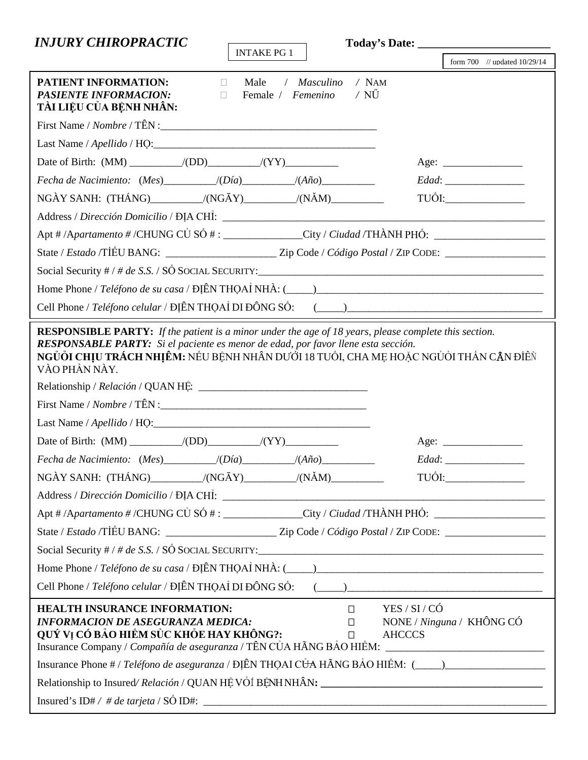## *INJURY CHIROPRACTIC*

INTAKE PG 1

**Today's Date: ______________________**

form 700 // updated 10/29/14

**PATIENT INFORMATION:**
***PASIENTE INFORMACION:***
**TÀI LIỆU CỦA BỆNH NHÂN:**

☐ Male / *Masculino* / NAM
☐ Female / *Femenino* / NỮ

First Name / *Nombre* / TÊN :________________________________________

Last Name / *Apellido* / HỌ:_________________________________________

Date of Birth: (MM) _________/(DD)_________/(YY)_________ Age: _______________

*Fecha de Nacimiento:* (*Mes*)_________/(*Día*)_________/(*Año*)_________ *Edad*: _______________

NGÀY SANH: (THÁNG)_________/(NGĀY)_________/(NĂM)_________ TUỔI:_______________

Address / *Dirección Domicilio* / ĐỊA CHỈ: ______________________________________________________________

Apt # /*Apartamento #* /CHUNG CỦ SỐ # : ______________City / *Ciudad* /THÀNH PHỐ: ____________________

State / *Estado* /TỈÊU BANG: ____________________ Zip Code / *Código Postal* / ZIP CODE: __________________

Social Security # / *# de S.S.* / SỐ SOCIAL SECURITY:______________________________________________________

Home Phone / *Teléfono de su casa* / ĐIỆN THOẠI NHÀ: (_____)__________________________________________

Cell Phone / *Teléfono celular* / ĐIỆN THOẠI DI ĐÔNG SỐ: (_____)___________________________________

**RESPONSIBLE PARTY:** *If the patient is a minor under the age of 18 years, please complete this section.*
***RESPONSABLE PARTY:*** *Si el paciente es menor de edad, por favor llene esta sección.*
**NGỦỞI CHỊU TRÁCH NHIỆM:** NẾU BỆNH NHÂN DƯỚI 18 TUỔI, CHA MẸ HOẶC NGỦỞI THÂN CẦN ĐIỀN VÀO PHẦN NÀY.

Relationship / *Relación* / QUAN HỆ: ______________________________

First Name / *Nombre* / TÊN :_____________________________________

Last Name / *Apellido* / HỌ:_______________________________________

Date of Birth: (MM) _________/(DD)_________/(YY)_________ Age: _______________

*Fecha de Nacimiento:* (*Mes*)_________/(*Día*)_________/(*Año*)_________ *Edad*: _______________

NGÀY SANH: (THÁNG)_________/(NGĀY)_________/(NĂM)_________ TUỔI:_______________

Address / *Dirección Domicilio* / ĐỊA CHỈ: ______________________________________________________________

Apt # /*Apartamento #* /CHUNG CỦ SỐ # : ______________City / *Ciudad* /THÀNH PHỐ: ____________________

State / *Estado* /TỈÊU BANG: ____________________ Zip Code / *Código Postal* / ZIP CODE: __________________

Social Security # / *# de S.S.* / SỐ SOCIAL SECURITY:______________________________________________________

Home Phone / *Teléfono de su casa* / ĐIỆN THOẠI NHÀ: (_____)__________________________________________

Cell Phone / *Teléfono celular* / ĐIỆN THOẠI DI ĐÔNG SỐ: (_____)___________________________________

**HEALTH INSURANCE INFORMATION:**
***INFORMACION DE ASEGURANZA MEDICA:***
**QUÝ VỊ CÓ BẢO HIỂM SỨC KHỎE HAY KHÔNG?:**

☐ YES / SI / CÓ
☐ NONE / *Ninguna* / KHÔNG CÓ
☐ AHCCCS

Insurance Company / *Compañía de aseguranza* / TÊN CỦA HÃNG BẢO HIỂM: _____________________________

Insurance Phone # / *Teléfono de aseguranza* / ĐIỆN THOẠI CỦA HÃNG BẢO HIỂM: (_____)__________________

Relationship to Insured/ *Relación* / QUAN HỆ VỚI BỆNH NHÂN: ________________________________________

Insured's ID# / *# de tarjeta* / SỐ ID#: ______________________________________________________________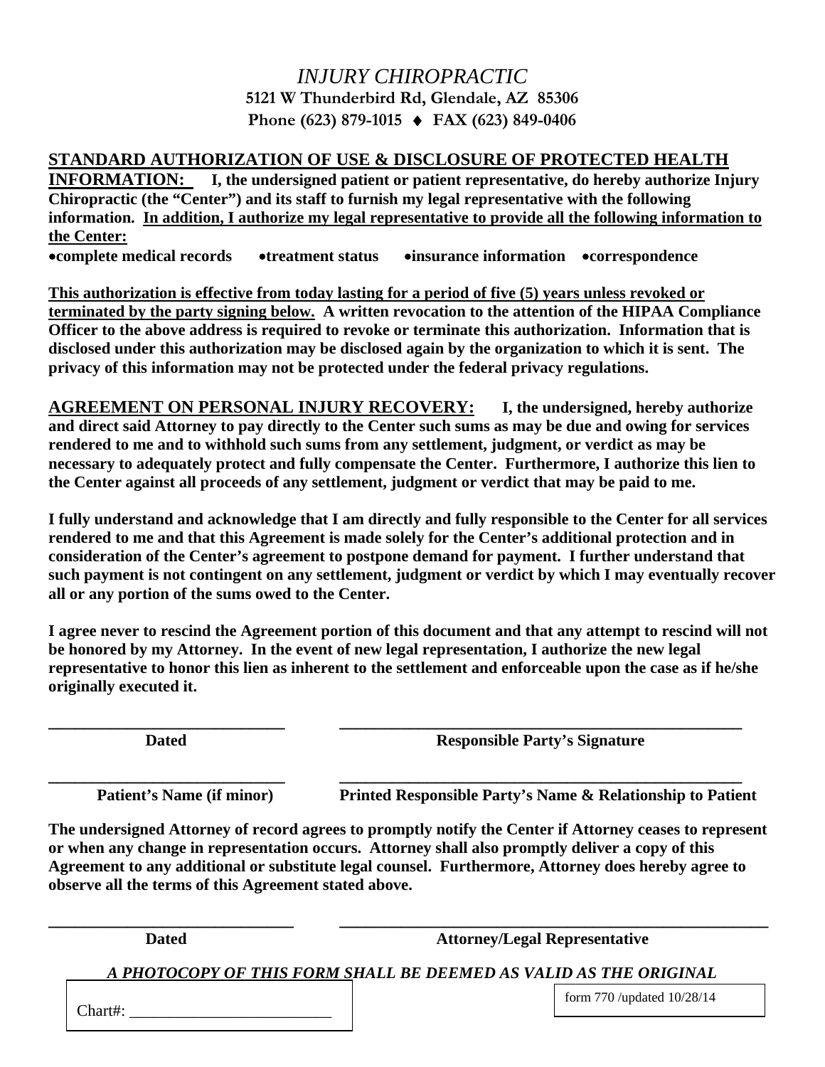# *INJURY CHIROPRACTIC*

**5121 W Thunderbird Rd, Glendale, AZ 85306**

**Phone (623) 879-1015 ♦ FAX (623) 849-0406**

**STANDARD AUTHORIZATION OF USE & DISCLOSURE OF PROTECTED HEALTH INFORMATION:** **I, the undersigned patient or patient representative, do hereby authorize Injury Chiropractic (the "Center") and its staff to furnish my legal representative with the following information. In addition, I authorize my legal representative to provide all the following information to the Center:**

**•complete medical records •treatment status •insurance information •correspondence**

**This authorization is effective from today lasting for a period of five (5) years unless revoked or terminated by the party signing below. A written revocation to the attention of the HIPAA Compliance Officer to the above address is required to revoke or terminate this authorization. Information that is disclosed under this authorization may be disclosed again by the organization to which it is sent. The privacy of this information may not be protected under the federal privacy regulations.**

**AGREEMENT ON PERSONAL INJURY RECOVERY:** **I, the undersigned, hereby authorize and direct said Attorney to pay directly to the Center such sums as may be due and owing for services rendered to me and to withhold such sums from any settlement, judgment, or verdict as may be necessary to adequately protect and fully compensate the Center. Furthermore, I authorize this lien to the Center against all proceeds of any settlement, judgment or verdict that may be paid to me.**

**I fully understand and acknowledge that I am directly and fully responsible to the Center for all services rendered to me and that this Agreement is made solely for the Center's additional protection and in consideration of the Center's agreement to postpone demand for payment. I further understand that such payment is not contingent on any settlement, judgment or verdict by which I may eventually recover all or any portion of the sums owed to the Center.**

**I agree never to rescind the Agreement portion of this document and that any attempt to rescind will not be honored by my Attorney. In the event of new legal representation, I authorize the new legal representative to honor this lien as inherent to the settlement and enforceable upon the case as if he/she originally executed it.**

| ______________________________ | ______________________________ |
|---|---|
| **Dated** | **Responsible Party's Signature** |
| ______________________________ | ______________________________ |
| **Patient's Name (if minor)** | **Printed Responsible Party's Name & Relationship to Patient** |

**The undersigned Attorney of record agrees to promptly notify the Center if Attorney ceases to represent or when any change in representation occurs. Attorney shall also promptly deliver a copy of this Agreement to any additional or substitute legal counsel. Furthermore, Attorney does hereby agree to observe all the terms of this Agreement stated above.**

| ______________________________ | ______________________________ |
|---|---|
| **Dated** | **Attorney/Legal Representative** |

***A PHOTOCOPY OF THIS FORM SHALL BE DEEMED AS VALID AS THE ORIGINAL***

Chart#: _________________________

form 770 /updated 10/28/14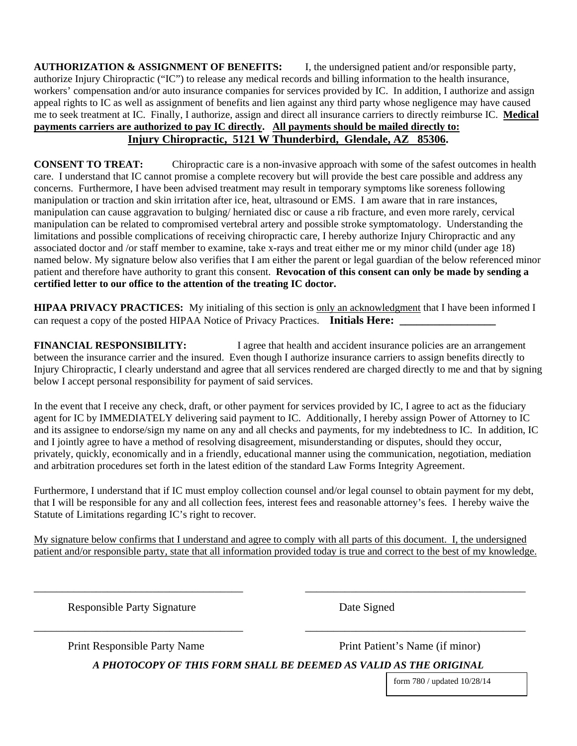**AUTHORIZATION & ASSIGNMENT OF BENEFITS:** I, the undersigned patient and/or responsible party, authorize Injury Chiropractic ("IC") to release any medical records and billing information to the health insurance, workers' compensation and/or auto insurance companies for services provided by IC. In addition, I authorize and assign appeal rights to IC as well as assignment of benefits and lien against any third party whose negligence may have caused me to seek treatment at IC. Finally, I authorize, assign and direct all insurance carriers to directly reimburse IC. <u>**Medical payments carriers are authorized to pay IC directly**</u>. <u>**All payments should be mailed directly to:**</u>

<u>**Injury Chiropractic, 5121 W Thunderbird, Glendale, AZ 85306**</u>**.**

**CONSENT TO TREAT:** Chiropractic care is a non-invasive approach with some of the safest outcomes in health care. I understand that IC cannot promise a complete recovery but will provide the best care possible and address any concerns. Furthermore, I have been advised treatment may result in temporary symptoms like soreness following manipulation or traction and skin irritation after ice, heat, ultrasound or EMS. I am aware that in rare instances, manipulation can cause aggravation to bulging/ herniated disc or cause a rib fracture, and even more rarely, cervical manipulation can be related to compromised vertebral artery and possible stroke symptomatology. Understanding the limitations and possible complications of receiving chiropractic care, I hereby authorize Injury Chiropractic and any associated doctor and /or staff member to examine, take x-rays and treat either me or my minor child (under age 18) named below. My signature below also verifies that I am either the parent or legal guardian of the below referenced minor patient and therefore have authority to grant this consent. **Revocation of this consent can only be made by sending a certified letter to our office to the attention of the treating IC doctor.**

**HIPAA PRIVACY PRACTICES:** My initialing of this section is <u>only an acknowledgment</u> that I have been informed I can request a copy of the posted HIPAA Notice of Privacy Practices. **Initials Here: _________________**

**FINANCIAL RESPONSIBILITY:** I agree that health and accident insurance policies are an arrangement between the insurance carrier and the insured. Even though I authorize insurance carriers to assign benefits directly to Injury Chiropractic, I clearly understand and agree that all services rendered are charged directly to me and that by signing below I accept personal responsibility for payment of said services.

In the event that I receive any check, draft, or other payment for services provided by IC, I agree to act as the fiduciary agent for IC by IMMEDIATELY delivering said payment to IC. Additionally, I hereby assign Power of Attorney to IC and its assignee to endorse/sign my name on any and all checks and payments, for my indebtedness to IC. In addition, IC and I jointly agree to have a method of resolving disagreement, misunderstanding or disputes, should they occur, privately, quickly, economically and in a friendly, educational manner using the communication, negotiation, mediation and arbitration procedures set forth in the latest edition of the standard Law Forms Integrity Agreement.

Furthermore, I understand that if IC must employ collection counsel and/or legal counsel to obtain payment for my debt, that I will be responsible for any and all collection fees, interest fees and reasonable attorney's fees. I hereby waive the Statute of Limitations regarding IC's right to recover.

<u>My signature below confirms that I understand and agree to comply with all parts of this document. I, the undersigned patient and/or responsible party, state that all information provided today is true and correct to the best of my knowledge.</u>

_____________________________________ _____________________________________

Responsible Party Signature Date Signed

_____________________________________ _____________________________________

Print Responsible Party Name Print Patient's Name (if minor)

***A PHOTOCOPY OF THIS FORM SHALL BE DEEMED AS VALID AS THE ORIGINAL***

form 780 / updated 10/28/14